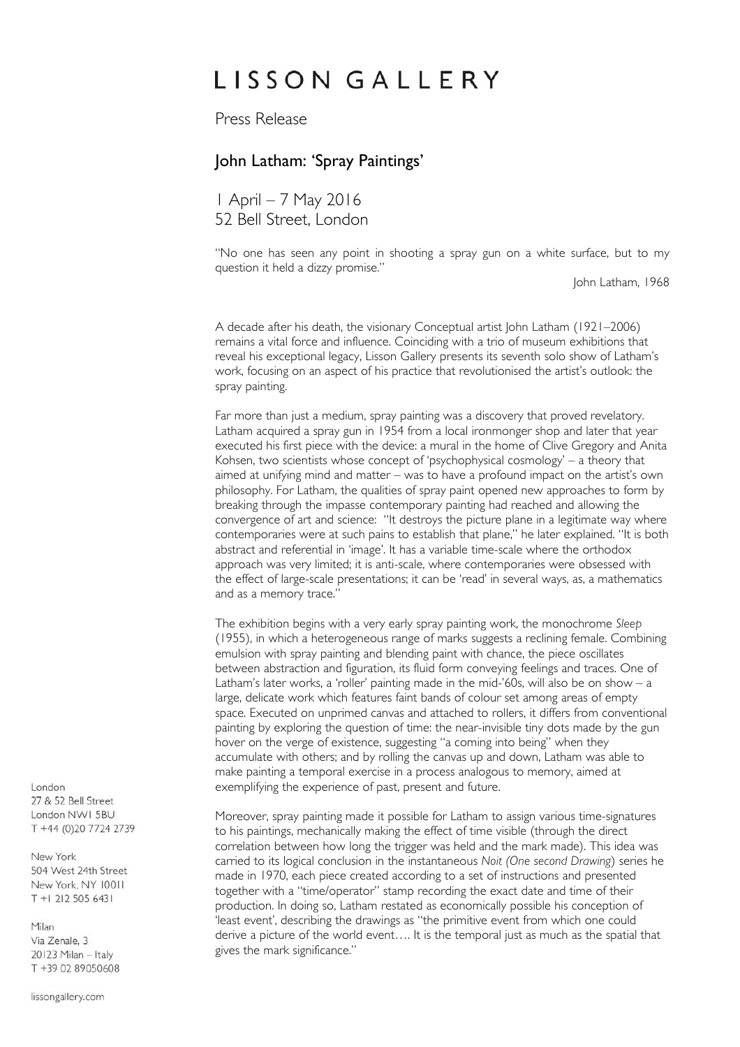# LISSON GALLERY

Press Release

## John Latham: 'Spray Paintings'

1 April – 7 May 2016
52 Bell Street, London

"No one has seen any point in shooting a spray gun on a white surface, but to my question it held a dizzy promise."

John Latham, 1968

A decade after his death, the visionary Conceptual artist John Latham (1921–2006) remains a vital force and influence. Coinciding with a trio of museum exhibitions that reveal his exceptional legacy, Lisson Gallery presents its seventh solo show of Latham's work, focusing on an aspect of his practice that revolutionised the artist's outlook: the spray painting.

Far more than just a medium, spray painting was a discovery that proved revelatory. Latham acquired a spray gun in 1954 from a local ironmonger shop and later that year executed his first piece with the device: a mural in the home of Clive Gregory and Anita Kohsen, two scientists whose concept of 'psychophysical cosmology' – a theory that aimed at unifying mind and matter – was to have a profound impact on the artist's own philosophy. For Latham, the qualities of spray paint opened new approaches to form by breaking through the impasse contemporary painting had reached and allowing the convergence of art and science: "It destroys the picture plane in a legitimate way where contemporaries were at such pains to establish that plane," he later explained. "It is both abstract and referential in 'image'. It has a variable time-scale where the orthodox approach was very limited; it is anti-scale, where contemporaries were obsessed with the effect of large-scale presentations; it can be 'read' in several ways, as, a mathematics and as a memory trace."

The exhibition begins with a very early spray painting work, the monochrome *Sleep* (1955), in which a heterogeneous range of marks suggests a reclining female. Combining emulsion with spray painting and blending paint with chance, the piece oscillates between abstraction and figuration, its fluid form conveying feelings and traces. One of Latham's later works, a 'roller' painting made in the mid-'60s, will also be on show – a large, delicate work which features faint bands of colour set among areas of empty space. Executed on unprimed canvas and attached to rollers, it differs from conventional painting by exploring the question of time: the near-invisible tiny dots made by the gun hover on the verge of existence, suggesting "a coming into being" when they accumulate with others; and by rolling the canvas up and down, Latham was able to make painting a temporal exercise in a process analogous to memory, aimed at exemplifying the experience of past, present and future.

Moreover, spray painting made it possible for Latham to assign various time-signatures to his paintings, mechanically making the effect of time visible (through the direct correlation between how long the trigger was held and the mark made). This idea was carried to its logical conclusion in the instantaneous *Noit (One second Drawing*) series he made in 1970, each piece created according to a set of instructions and presented together with a "time/operator" stamp recording the exact date and time of their production. In doing so, Latham restated as economically possible his conception of 'least event', describing the drawings as "the primitive event from which one could derive a picture of the world event…. It is the temporal just as much as the spatial that gives the mark significance."

London
27 & 52 Bell Street
London NW1 5BU
T +44 (0)20 7724 2739

New York
504 West 24th Street
New York, NY 10011
T +1 212 505 6431

Milan
Via Zenale, 3
20123 Milan – Italy
T +39 02 89050608

lissongallery.com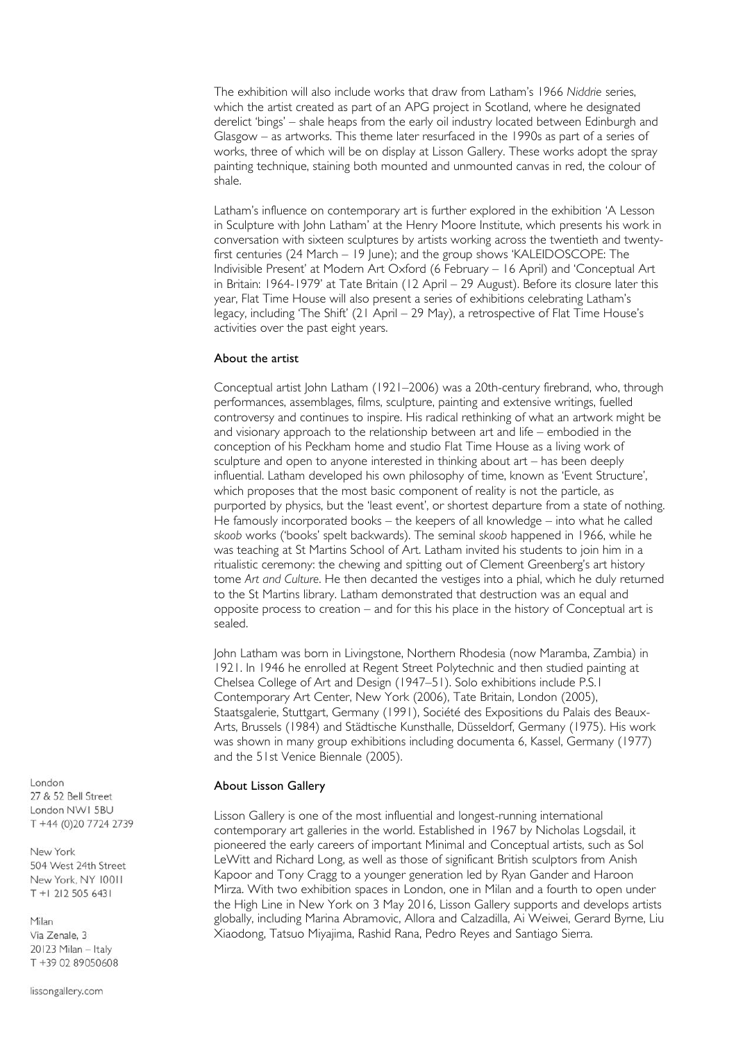The exhibition will also include works that draw from Latham's 1966 *Niddrie* series, which the artist created as part of an APG project in Scotland, where he designated derelict 'bings' – shale heaps from the early oil industry located between Edinburgh and Glasgow – as artworks. This theme later resurfaced in the 1990s as part of a series of works, three of which will be on display at Lisson Gallery. These works adopt the spray painting technique, staining both mounted and unmounted canvas in red, the colour of shale.

Latham's influence on contemporary art is further explored in the exhibition 'A Lesson in Sculpture with John Latham' at the Henry Moore Institute, which presents his work in conversation with sixteen sculptures by artists working across the twentieth and twenty-first centuries (24 March – 19 June); and the group shows 'KALEIDOSCOPE: The Indivisible Present' at Modern Art Oxford (6 February – 16 April) and 'Conceptual Art in Britain: 1964-1979' at Tate Britain (12 April – 29 August). Before its closure later this year, Flat Time House will also present a series of exhibitions celebrating Latham's legacy, including 'The Shift' (21 April – 29 May), a retrospective of Flat Time House's activities over the past eight years.

**About the artist**

Conceptual artist John Latham (1921–2006) was a 20th-century firebrand, who, through performances, assemblages, films, sculpture, painting and extensive writings, fuelled controversy and continues to inspire. His radical rethinking of what an artwork might be and visionary approach to the relationship between art and life – embodied in the conception of his Peckham home and studio Flat Time House as a living work of sculpture and open to anyone interested in thinking about art – has been deeply influential. Latham developed his own philosophy of time, known as 'Event Structure', which proposes that the most basic component of reality is not the particle, as purported by physics, but the 'least event', or shortest departure from a state of nothing. He famously incorporated books – the keepers of all knowledge – into what he called *skoob* works ('books' spelt backwards). The seminal *skoob* happened in 1966, while he was teaching at St Martins School of Art. Latham invited his students to join him in a ritualistic ceremony: the chewing and spitting out of Clement Greenberg's art history tome *Art and Culture*. He then decanted the vestiges into a phial, which he duly returned to the St Martins library. Latham demonstrated that destruction was an equal and opposite process to creation – and for this his place in the history of Conceptual art is sealed.

John Latham was born in Livingstone, Northern Rhodesia (now Maramba, Zambia) in 1921. In 1946 he enrolled at Regent Street Polytechnic and then studied painting at Chelsea College of Art and Design (1947–51). Solo exhibitions include P.S.1 Contemporary Art Center, New York (2006), Tate Britain, London (2005), Staatsgalerie, Stuttgart, Germany (1991), Société des Expositions du Palais des Beaux-Arts, Brussels (1984) and Städtische Kunsthalle, Düsseldorf, Germany (1975). His work was shown in many group exhibitions including documenta 6, Kassel, Germany (1977) and the 51st Venice Biennale (2005).

**About Lisson Gallery**

Lisson Gallery is one of the most influential and longest-running international contemporary art galleries in the world. Established in 1967 by Nicholas Logsdail, it pioneered the early careers of important Minimal and Conceptual artists, such as Sol LeWitt and Richard Long, as well as those of significant British sculptors from Anish Kapoor and Tony Cragg to a younger generation led by Ryan Gander and Haroon Mirza. With two exhibition spaces in London, one in Milan and a fourth to open under the High Line in New York on 3 May 2016, Lisson Gallery supports and develops artists globally, including Marina Abramovic, Allora and Calzadilla, Ai Weiwei, Gerard Byrne, Liu Xiaodong, Tatsuo Miyajima, Rashid Rana, Pedro Reyes and Santiago Sierra.

London
27 & 52 Bell Street
London NW1 5BU
T +44 (0)20 7724 2739

New York
504 West 24th Street
New York, NY 10011
T +1 212 505 6431

Milan
Via Zenale, 3
20123 Milan – Italy
T +39 02 89050608

lissongallery.com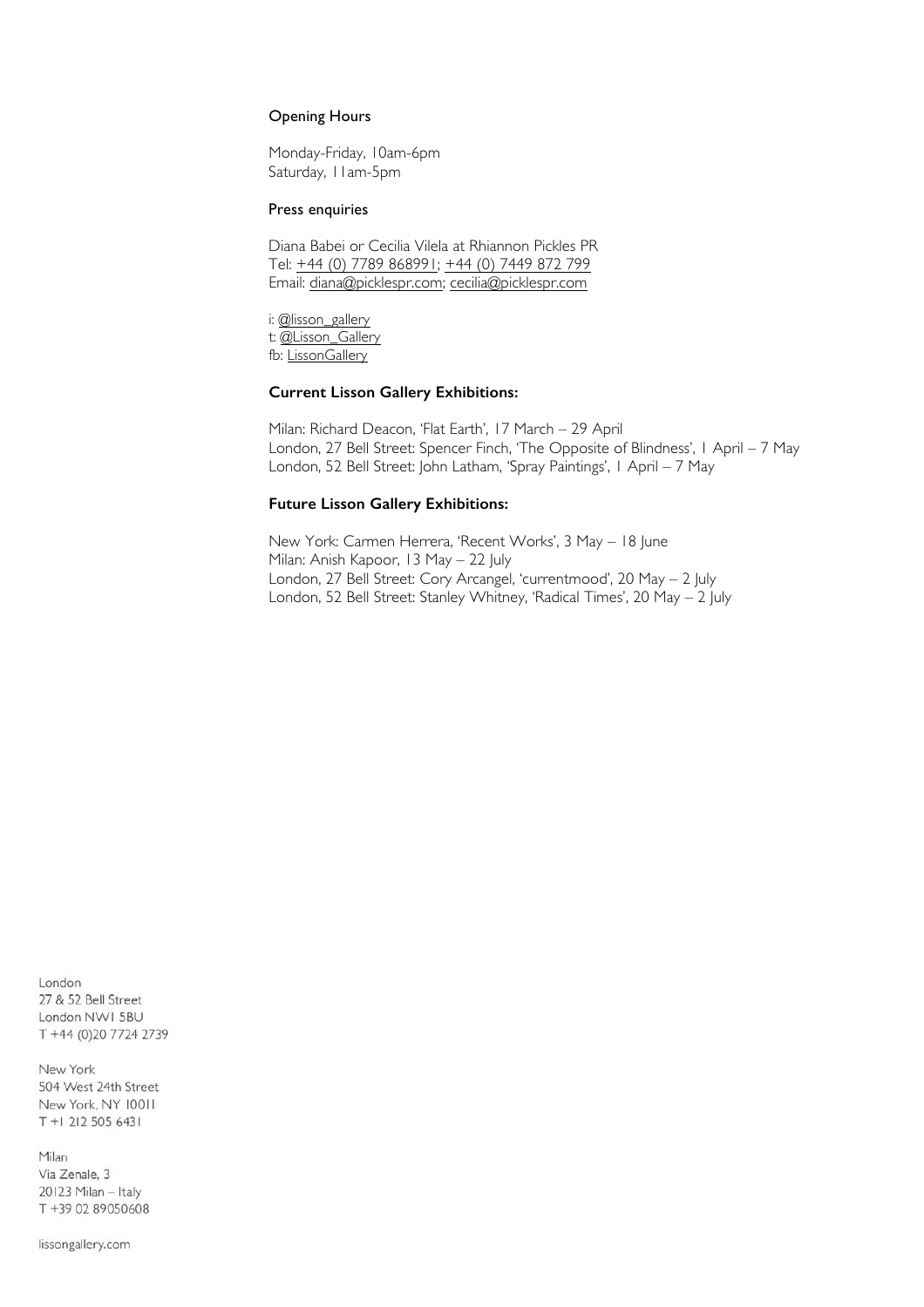Opening Hours

Monday-Friday, 10am-6pm
Saturday, 11am-5pm

Press enquiries

Diana Babei or Cecilia Vilela at Rhiannon Pickles PR
Tel: +44 (0) 7789 868991; +44 (0) 7449 872 799
Email: diana@picklespr.com; cecilia@picklespr.com

i: @lisson_gallery
t: @Lisson_Gallery
fb: LissonGallery

**Current Lisson Gallery Exhibitions:**

Milan: Richard Deacon, 'Flat Earth', 17 March – 29 April
London, 27 Bell Street: Spencer Finch, 'The Opposite of Blindness', 1 April – 7 May
London, 52 Bell Street: John Latham, 'Spray Paintings', 1 April – 7 May

**Future Lisson Gallery Exhibitions:**

New York: Carmen Herrera, 'Recent Works', 3 May – 18 June
Milan: Anish Kapoor, 13 May – 22 July
London, 27 Bell Street: Cory Arcangel, 'currentmood', 20 May – 2 July
London, 52 Bell Street: Stanley Whitney, 'Radical Times', 20 May – 2 July

London
27 & 52 Bell Street
London NW1 5BU
T +44 (0)20 7724 2739

New York
504 West 24th Street
New York, NY 10011
T +1 212 505 6431

Milan
Via Zenale, 3
20123 Milan – Italy
T +39 02 89050608

lissongallery.com